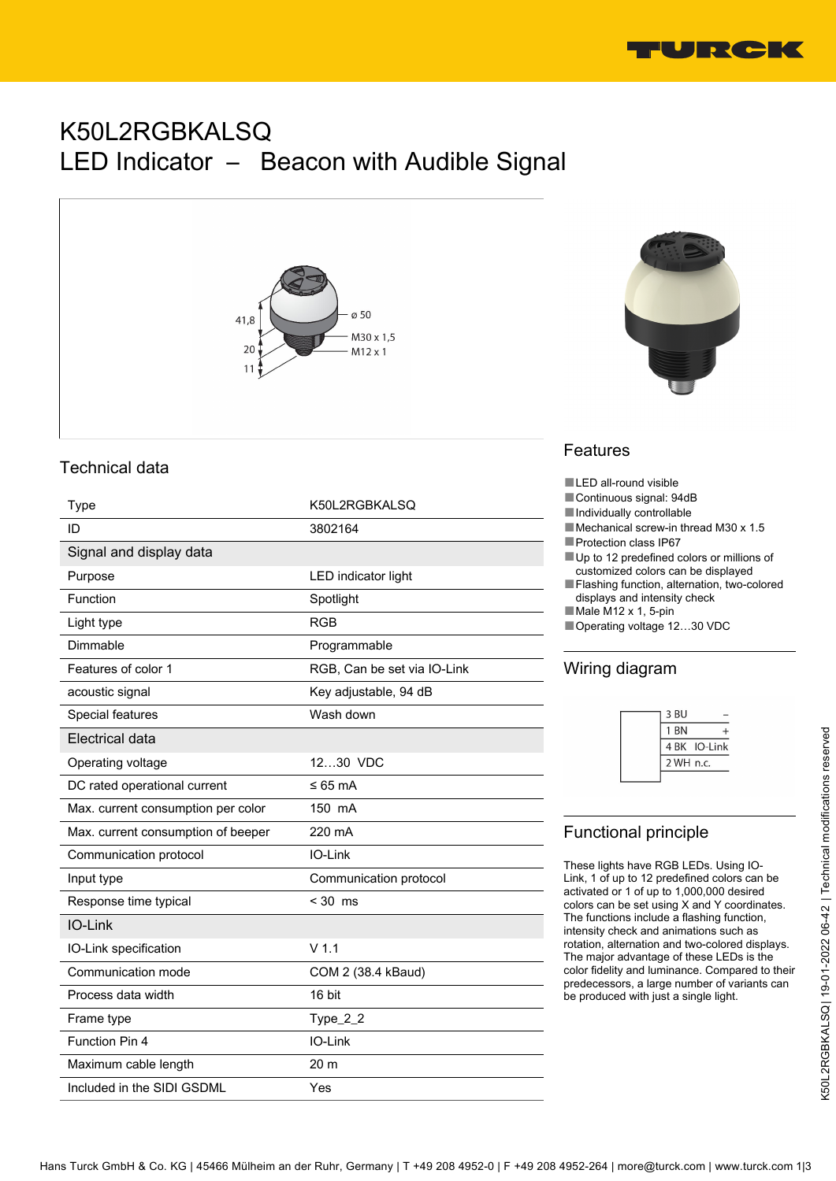# K50L2RGBKALSQ

# LED Indicator – Beacon with Audible Signal

41,8

20

11

ø 50

M30 x 1,5

M12 x 1

## Technical data

| Type | K50L2RGBKALSQ |
|---|---|
| ID | 3802164 |
| **Signal and display data** | |
| Purpose | LED indicator light |
| Function | Spotlight |
| Light type | RGB |
| Dimmable | Programmable |
| Features of color 1 | RGB, Can be set via IO-Link |
| acoustic signal | Key adjustable, 94 dB |
| Special features | Wash down |
| **Electrical data** | |
| Operating voltage | 12…30 VDC |
| DC rated operational current | ≤ 65 mA |
| Max. current consumption per color | 150 mA |
| Max. current consumption of beeper | 220 mA |
| Communication protocol | IO-Link |
| Input type | Communication protocol |
| Response time typical | < 30 ms |
| **IO-Link** | |
| IO-Link specification | V 1.1 |
| Communication mode | COM 2 (38.4 kBaud) |
| Process data width | 16 bit |
| Frame type | Type_2_2 |
| Function Pin 4 | IO-Link |
| Maximum cable length | 20 m |
| Included in the SIDI GSDML | Yes |

## Features

- LED all-round visible
- Continuous signal: 94dB
- Individually controllable
- Mechanical screw-in thread M30 x 1.5
- Protection class IP67
- Up to 12 predefined colors or millions of customized colors can be displayed
- Flashing function, alternation, two-colored displays and intensity check
- Male M12 x 1, 5-pin
- Operating voltage 12…30 VDC

## Wiring diagram

| | |
|---|---|
| 3 BU | – |
| 1 BN | + |
| 4 BK | IO-Link |
| 2 WH | n.c. |

## Functional principle

These lights have RGB LEDs. Using IO-Link, 1 of up to 12 predefined colors can be activated or 1 of up to 1,000,000 desired colors can be set using X and Y coordinates. The functions include a flashing function, intensity check and animations such as rotation, alternation and two-colored displays. The major advantage of these LEDs is the color fidelity and luminance. Compared to their predecessors, a large number of variants can be produced with just a single light.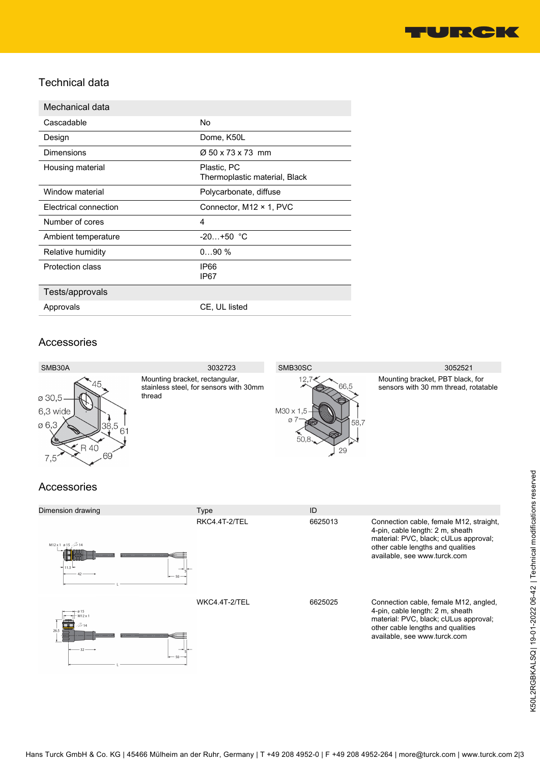## Technical data

| Mechanical data | |
|---|---|
| Cascadable | No |
| Design | Dome, K50L |
| Dimensions | Ø 50 x 73 x 73  mm |
| Housing material | Plastic, PC<br>Thermoplastic material, Black |
| Window material | Polycarbonate, diffuse |
| Electrical connection | Connector, M12 × 1, PVC |
| Number of cores | 4 |
| Ambient temperature | -20…+50  °C |
| Relative humidity | 0…90 % |
| Protection class | IP66<br>IP67 |
| **Tests/approvals** | |
| Approvals | CE, UL listed |

## Accessories

| SMB30A | 3032723 |
|---|---|
| | Mounting bracket, rectangular, stainless steel, for sensors with 30mm thread |

| SMB30SC | 3052521 |
|---|---|
| | Mounting bracket, PBT black, for sensors with 30 mm thread, rotatable |

## Accessories

| Dimension drawing | Type | ID | |
|---|---|---|---|
| | RKC4.4T-2/TEL | 6625013 | Connection cable, female M12, straight, 4-pin, cable length: 2 m, sheath material: PVC, black; cULus approval; other cable lengths and qualities available, see www.turck.com |
| | WKC4.4T-2/TEL | 6625025 | Connection cable, female M12, angled, 4-pin, cable length: 2 m, sheath material: PVC, black; cULus approval; other cable lengths and qualities available, see www.turck.com |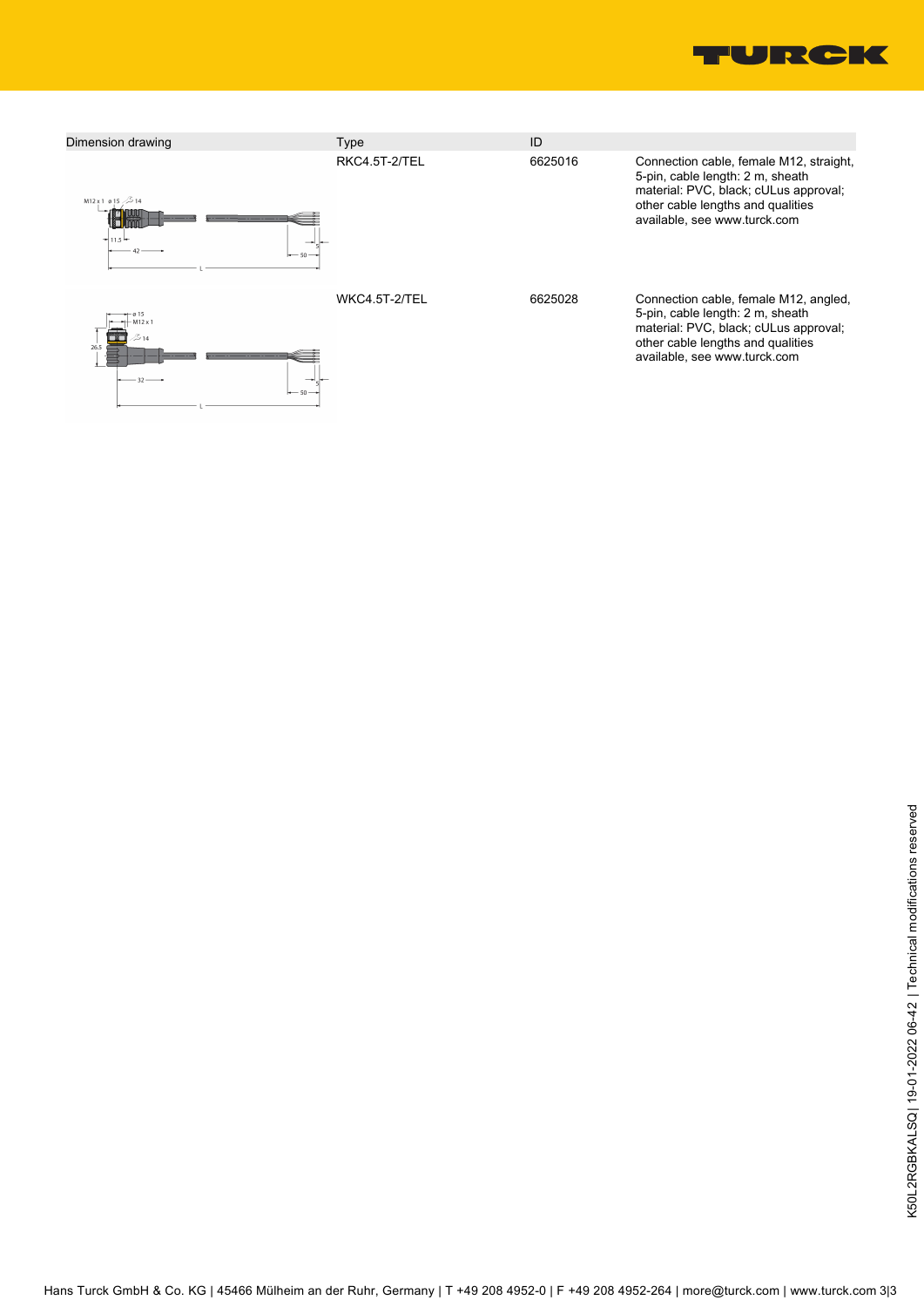| Dimension drawing | Type | ID | |
|---|---|---|---|
| M12 x 1 ø 15 14<br>11.5<br>42<br>50<br>5<br>L | RKC4.5T-2/TEL | 6625016 | Connection cable, female M12, straight, 5-pin, cable length: 2 m, sheath material: PVC, black; cULus approval; other cable lengths and qualities available, see www.turck.com |
| ø 15<br>M12 x 1<br>14<br>26.5<br>32<br>50<br>5<br>L | WKC4.5T-2/TEL | 6625028 | Connection cable, female M12, angled, 5-pin, cable length: 2 m, sheath material: PVC, black; cULus approval; other cable lengths and qualities available, see www.turck.com |